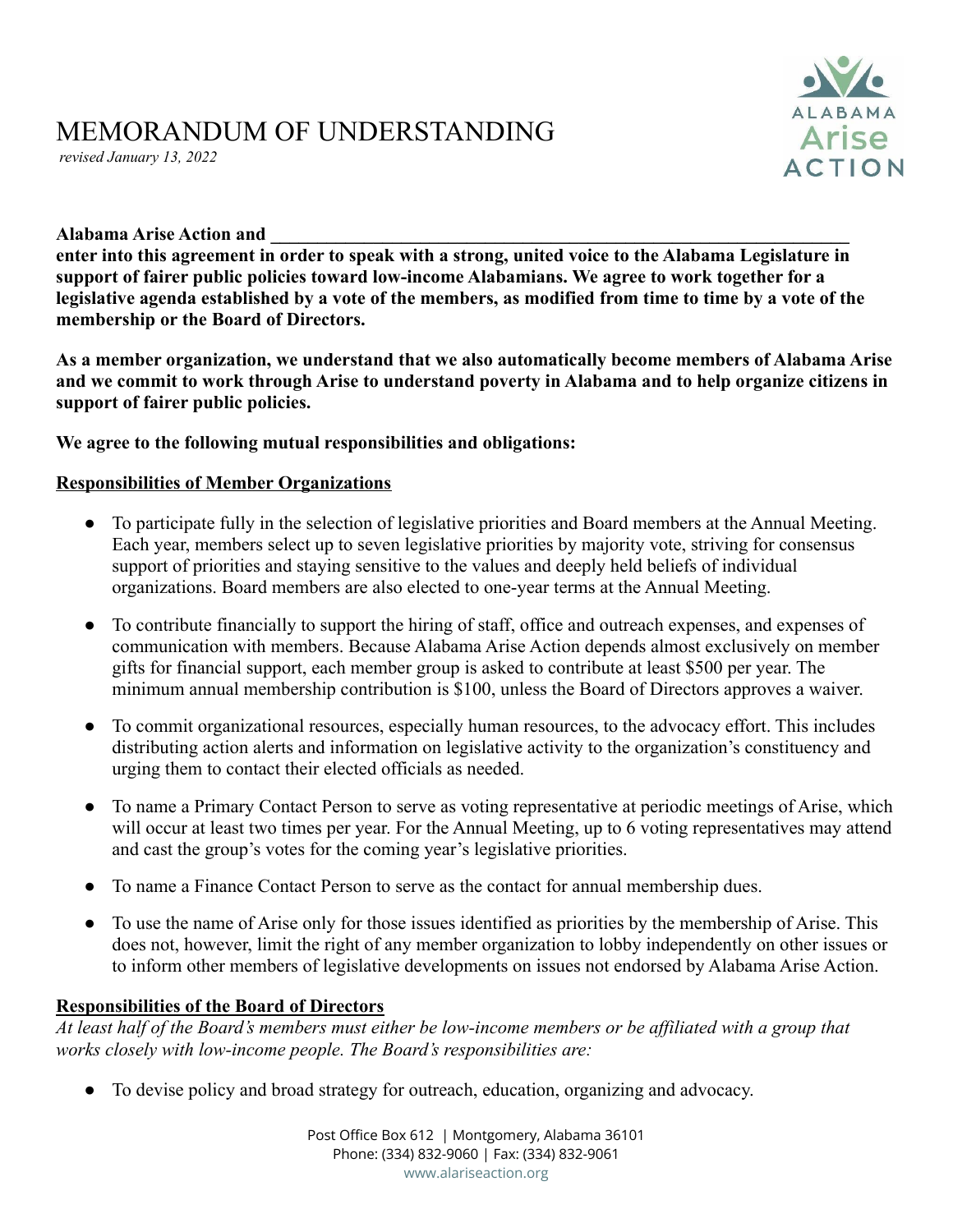# MEMORANDUM OF UNDERSTANDING

*revised January 13, 2022*

**Alabama Arise Action and \_\_\_\_\_\_\_\_\_\_\_\_\_\_\_\_\_\_\_\_\_\_\_\_\_\_\_\_\_\_\_\_\_\_\_\_\_\_\_\_\_\_\_\_\_\_\_\_\_\_\_\_\_\_\_\_\_\_\_\_\_\_\_\_\_\_ enter into this agreement in order to speak with a strong, united voice to the Alabama Legislature in support of fairer public policies toward low-income Alabamians. We agree to work together for a legislative agenda established by a vote of the members, as modified from time to time by a vote of the membership or the Board of Directors.**

**As a member organization, we understand that we also automatically become members of Alabama Arise and we commit to work through Arise to understand poverty in Alabama and to help organize citizens in support of fairer public policies.**

**We agree to the following mutual responsibilities and obligations:**

**<u>Responsibilities of Member Organizations</u>**

- To participate fully in the selection of legislative priorities and Board members at the Annual Meeting. Each year, members select up to seven legislative priorities by majority vote, striving for consensus support of priorities and staying sensitive to the values and deeply held beliefs of individual organizations. Board members are also elected to one-year terms at the Annual Meeting.
- To contribute financially to support the hiring of staff, office and outreach expenses, and expenses of communication with members. Because Alabama Arise Action depends almost exclusively on member gifts for financial support, each member group is asked to contribute at least $500 per year. The minimum annual membership contribution is $100, unless the Board of Directors approves a waiver.
- To commit organizational resources, especially human resources, to the advocacy effort. This includes distributing action alerts and information on legislative activity to the organization's constituency and urging them to contact their elected officials as needed.
- To name a Primary Contact Person to serve as voting representative at periodic meetings of Arise, which will occur at least two times per year. For the Annual Meeting, up to 6 voting representatives may attend and cast the group's votes for the coming year's legislative priorities.
- To name a Finance Contact Person to serve as the contact for annual membership dues.
- To use the name of Arise only for those issues identified as priorities by the membership of Arise. This does not, however, limit the right of any member organization to lobby independently on other issues or to inform other members of legislative developments on issues not endorsed by Alabama Arise Action.

**<u>Responsibilities of the Board of Directors</u>**

*At least half of the Board's members must either be low-income members or be affiliated with a group that works closely with low-income people. The Board's responsibilities are:*

- To devise policy and broad strategy for outreach, education, organizing and advocacy.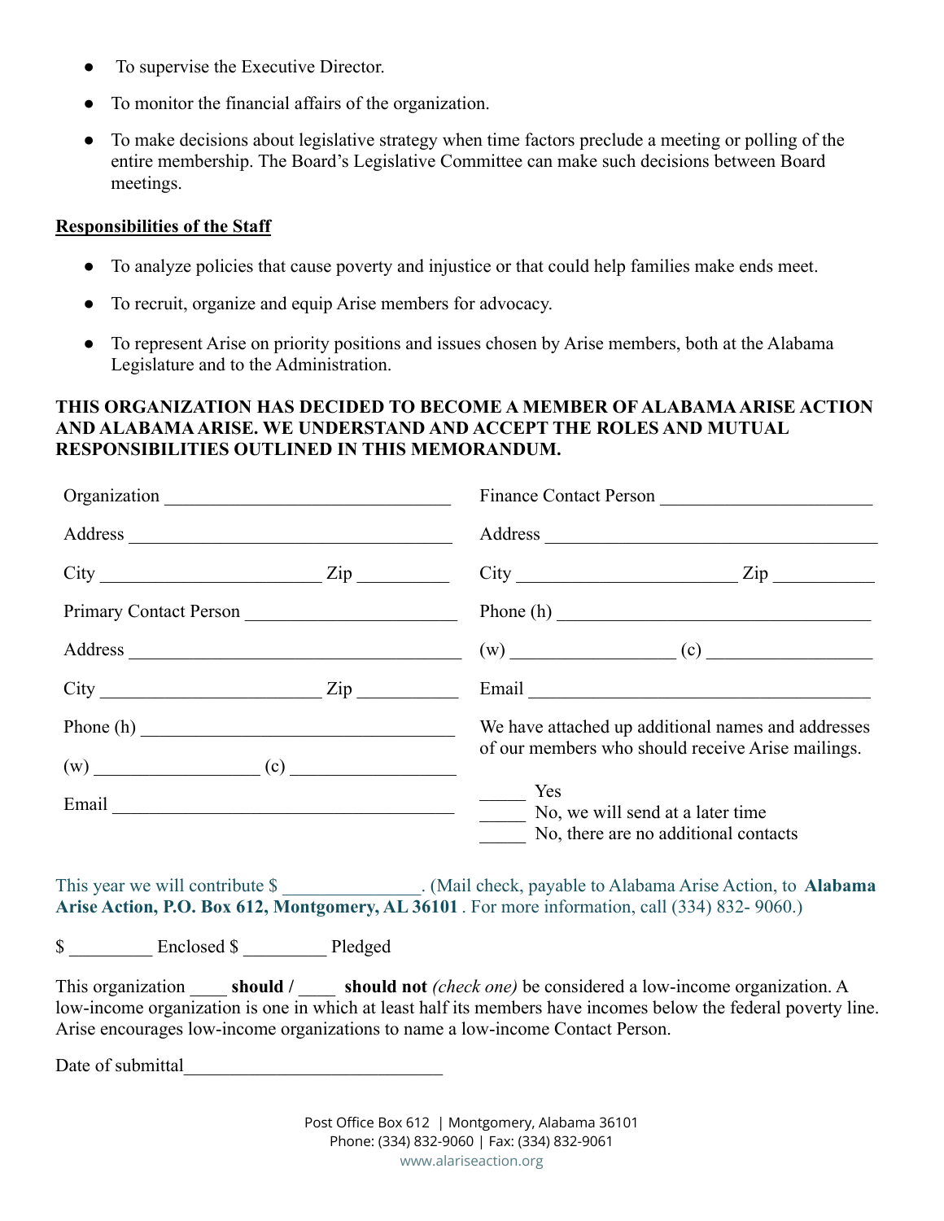- To supervise the Executive Director.
- To monitor the financial affairs of the organization.
- To make decisions about legislative strategy when time factors preclude a meeting or polling of the entire membership. The Board's Legislative Committee can make such decisions between Board meetings.

**Responsibilities of the Staff**

- To analyze policies that cause poverty and injustice or that could help families make ends meet.
- To recruit, organize and equip Arise members for advocacy.
- To represent Arise on priority positions and issues chosen by Arise members, both at the Alabama Legislature and to the Administration.

**THIS ORGANIZATION HAS DECIDED TO BECOME A MEMBER OF ALABAMA ARISE ACTION AND ALABAMA ARISE. WE UNDERSTAND AND ACCEPT THE ROLES AND MUTUAL RESPONSIBILITIES OUTLINED IN THIS MEMORANDUM.**

Organization ______________________________

Address ______________________________

City ______________________ Zip __________

Primary Contact Person ______________________

Address ______________________________

City ______________________ Zip __________

Phone (h) ______________________________

(w) ________________ (c) ________________

Email ______________________________

Finance Contact Person ______________________

Address ______________________________

City ______________________ Zip __________

Phone (h) ______________________________

(w) ________________ (c) ________________

Email ______________________________

We have attached up additional names and addresses of our members who should receive Arise mailings.

_____ Yes
_____ No, we will send at a later time
_____ No, there are no additional contacts

This year we will contribute $ ______________. (Mail check, payable to Alabama Arise Action, to **Alabama Arise Action, P.O. Box 612, Montgomery, AL 36101** . For more information, call (334) 832- 9060.)

$ _________ Enclosed $ _________ Pledged

This organization ____ **should /** ____ **should not** *(check one)* be considered a low-income organization. A low-income organization is one in which at least half its members have incomes below the federal poverty line. Arise encourages low-income organizations to name a low-income Contact Person.

Date of submittal___________________________

Post Office Box 612 | Montgomery, Alabama 36101
Phone: (334) 832-9060 | Fax: (334) 832-9061
www.alariseaction.org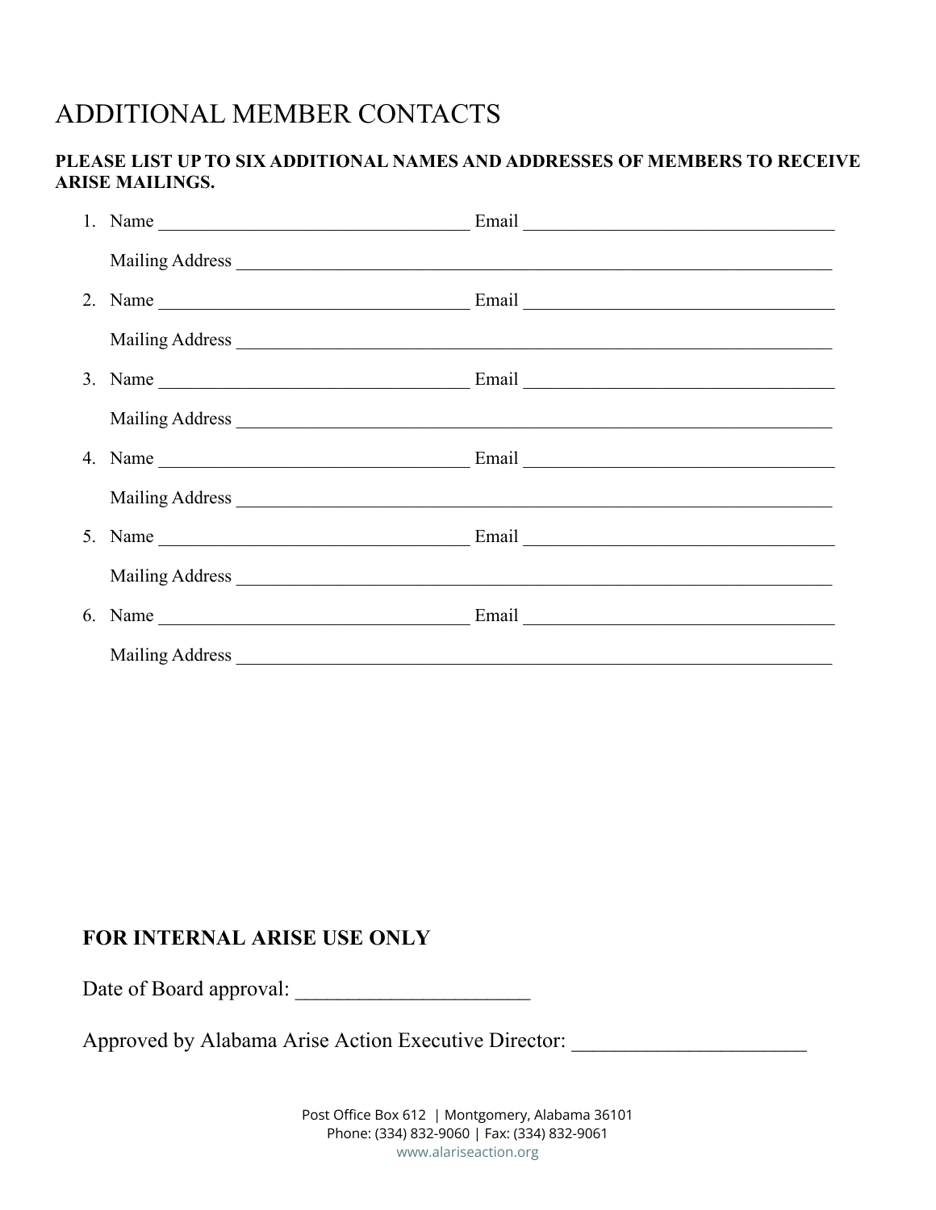# ADDITIONAL MEMBER CONTACTS

**PLEASE LIST UP TO SIX ADDITIONAL NAMES AND ADDRESSES OF MEMBERS TO RECEIVE ARISE MAILINGS.**

1. Name ___________________________________ Email ___________________________________

   Mailing Address ___________________________________________________________________

2. Name ___________________________________ Email ___________________________________

   Mailing Address ___________________________________________________________________

3. Name ___________________________________ Email ___________________________________

   Mailing Address ___________________________________________________________________

4. Name ___________________________________ Email ___________________________________

   Mailing Address ___________________________________________________________________

5. Name ___________________________________ Email ___________________________________

   Mailing Address ___________________________________________________________________

6. Name ___________________________________ Email ___________________________________

   Mailing Address ___________________________________________________________________

## FOR INTERNAL ARISE USE ONLY

Date of Board approval: ______________________

Approved by Alabama Arise Action Executive Director: ______________________

Post Office Box 612 | Montgomery, Alabama 36101
Phone: (334) 832-9060 | Fax: (334) 832-9061
www.alariseaction.org